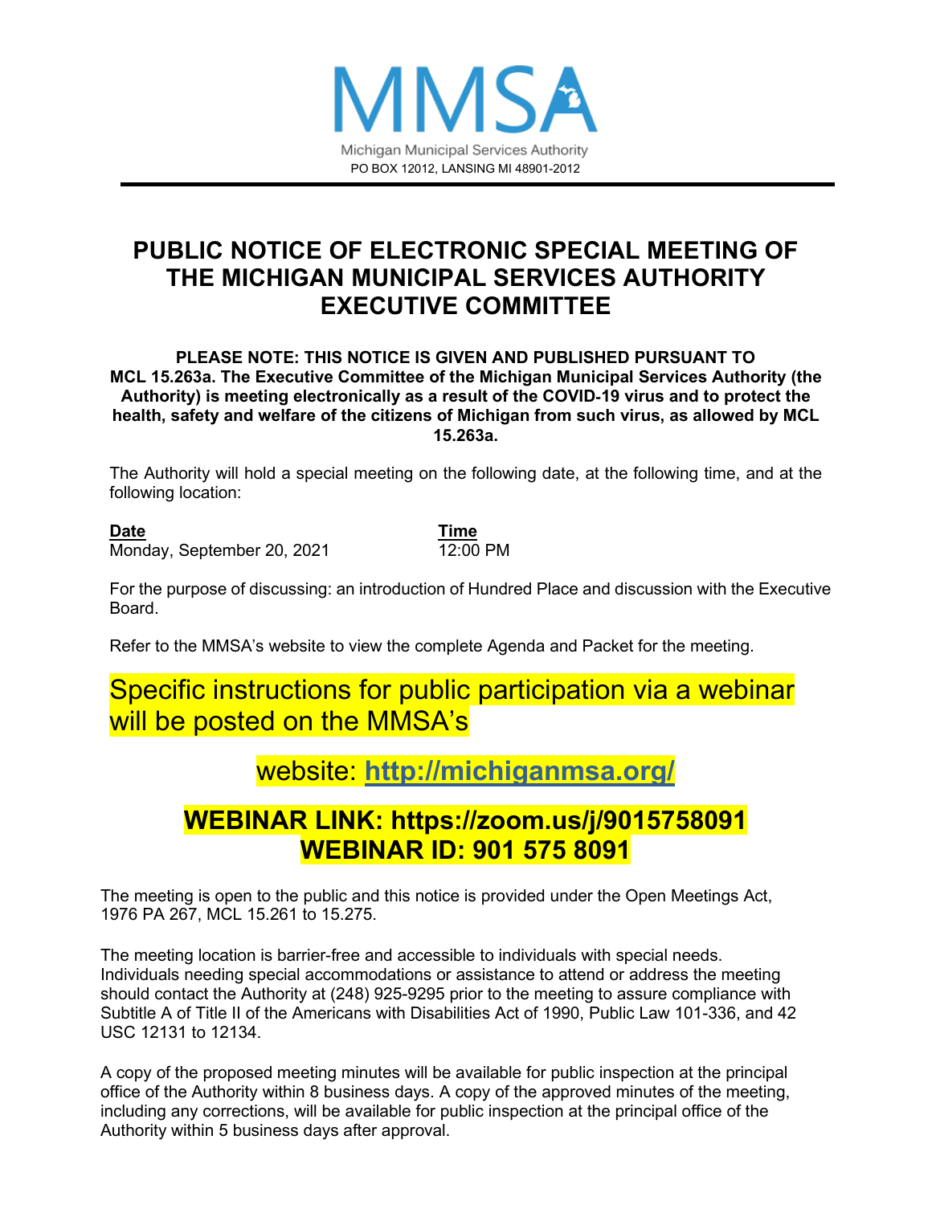MMSA

Michigan Municipal Services Authority

PO BOX 12012, LANSING MI 48901-2012

# PUBLIC NOTICE OF ELECTRONIC SPECIAL MEETING OF THE MICHIGAN MUNICIPAL SERVICES AUTHORITY EXECUTIVE COMMITTEE

**PLEASE NOTE: THIS NOTICE IS GIVEN AND PUBLISHED PURSUANT TO MCL 15.263a. The Executive Committee of the Michigan Municipal Services Authority (the Authority) is meeting electronically as a result of the COVID-19 virus and to protect the health, safety and welfare of the citizens of Michigan from such virus, as allowed by MCL 15.263a.**

The Authority will hold a special meeting on the following date, at the following time, and at the following location:

| Date | Time |
| --- | --- |
| Monday, September 20, 2021 | 12:00 PM |

For the purpose of discussing: an introduction of Hundred Place and discussion with the Executive Board.

Refer to the MMSA's website to view the complete Agenda and Packet for the meeting.

Specific instructions for public participation via a webinar will be posted on the MMSA's

website: **http://michiganmsa.org/**

**WEBINAR LINK: https://zoom.us/j/9015758091**
**WEBINAR ID: 901 575 8091**

The meeting is open to the public and this notice is provided under the Open Meetings Act, 1976 PA 267, MCL 15.261 to 15.275.

The meeting location is barrier-free and accessible to individuals with special needs. Individuals needing special accommodations or assistance to attend or address the meeting should contact the Authority at (248) 925-9295 prior to the meeting to assure compliance with Subtitle A of Title II of the Americans with Disabilities Act of 1990, Public Law 101-336, and 42 USC 12131 to 12134.

A copy of the proposed meeting minutes will be available for public inspection at the principal office of the Authority within 8 business days. A copy of the approved minutes of the meeting, including any corrections, will be available for public inspection at the principal office of the Authority within 5 business days after approval.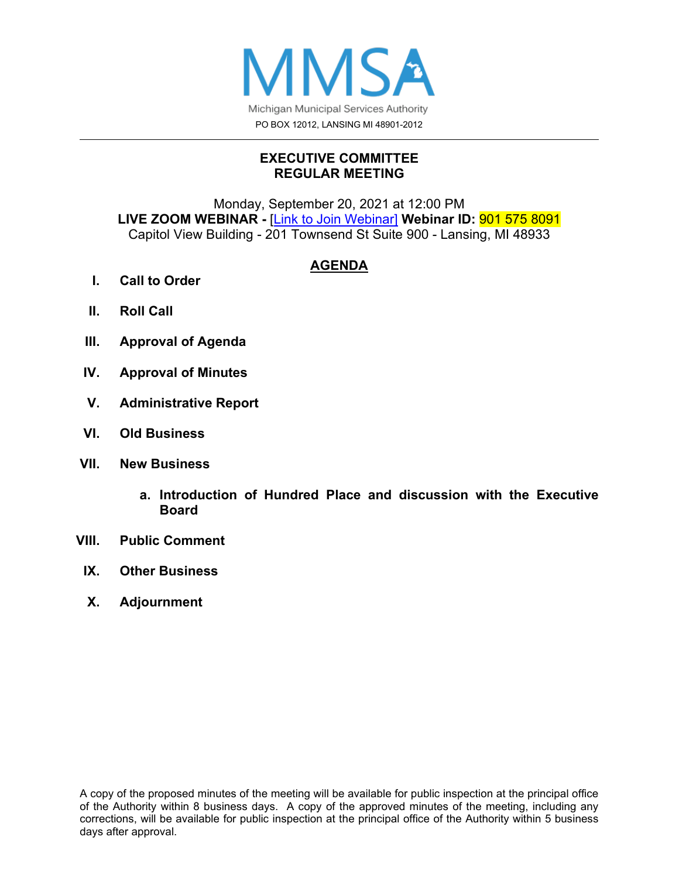MMSA

Michigan Municipal Services Authority

PO BOX 12012, LANSING MI 48901-2012

---

**EXECUTIVE COMMITTEE**
**REGULAR MEETING**

Monday, September 20, 2021 at 12:00 PM
**LIVE ZOOM WEBINAR -** [Link to Join Webinar] **Webinar ID:** 901 575 8091
Capitol View Building - 201 Townsend St Suite 900 - Lansing, MI 48933

## AGENDA

I. **Call to Order**

II. **Roll Call**

III. **Approval of Agenda**

IV. **Approval of Minutes**

V. **Administrative Report**

VI. **Old Business**

VII. **New Business**

   a. **Introduction of Hundred Place and discussion with the Executive Board**

VIII. **Public Comment**

IX. **Other Business**

X. **Adjournment**

A copy of the proposed minutes of the meeting will be available for public inspection at the principal office of the Authority within 8 business days. A copy of the approved minutes of the meeting, including any corrections, will be available for public inspection at the principal office of the Authority within 5 business days after approval.